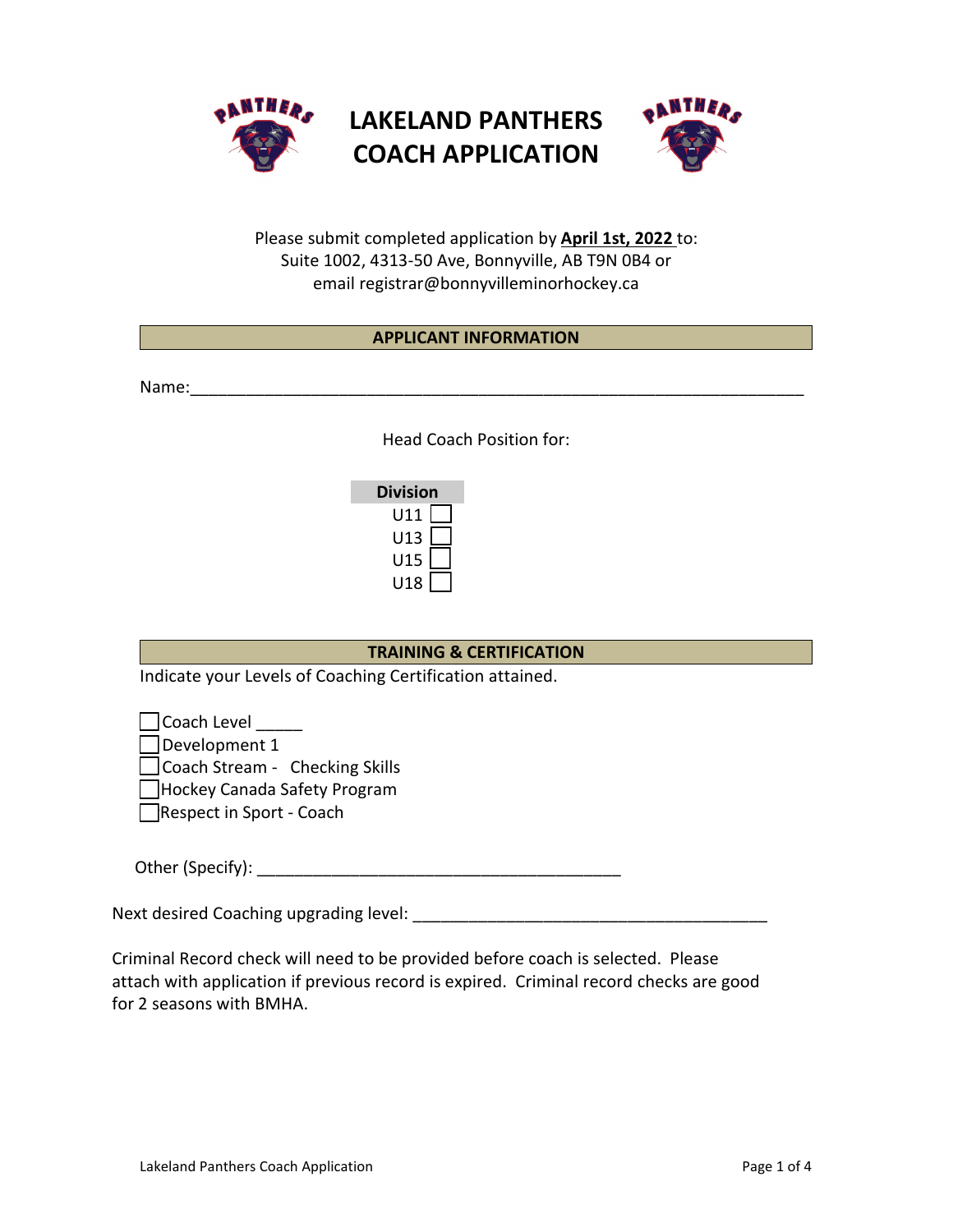# LAKELAND PANTHERS COACH APPLICATION

Please submit completed application by **April 1st, 2022** to:
Suite 1002, 4313-50 Ave, Bonnyville, AB T9N 0B4 or
email registrar@bonnyvilleminorhockey.ca

## APPLICANT INFORMATION

Name:_______________________________________________________________

Head Coach Position for:

| Division | |
|---|---|
| U11 | ☐ |
| U13 | ☐ |
| U15 | ☐ |
| U18 | ☐ |

## TRAINING & CERTIFICATION

Indicate your Levels of Coaching Certification attained.

- ☐ Coach Level _____
- ☐ Development 1
- ☐ Coach Stream - Checking Skills
- ☐ Hockey Canada Safety Program
- ☐ Respect in Sport - Coach

Other (Specify): ________________________________________

Next desired Coaching upgrading level: ______________________________________

Criminal Record check will need to be provided before coach is selected. Please attach with application if previous record is expired. Criminal record checks are good for 2 seasons with BMHA.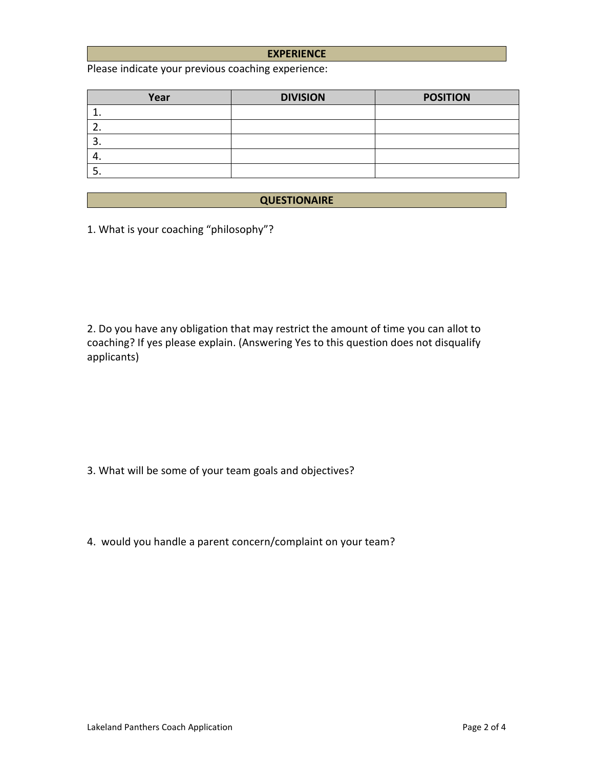## EXPERIENCE

Please indicate your previous coaching experience:

| Year | DIVISION | POSITION |
| --- | --- | --- |
| 1. | | |
| 2. | | |
| 3. | | |
| 4. | | |
| 5. | | |

## QUESTIONAIRE

1. What is your coaching “philosophy”?

2. Do you have any obligation that may restrict the amount of time you can allot to coaching? If yes please explain. (Answering Yes to this question does not disqualify applicants)

3. What will be some of your team goals and objectives?

4. would you handle a parent concern/complaint on your team?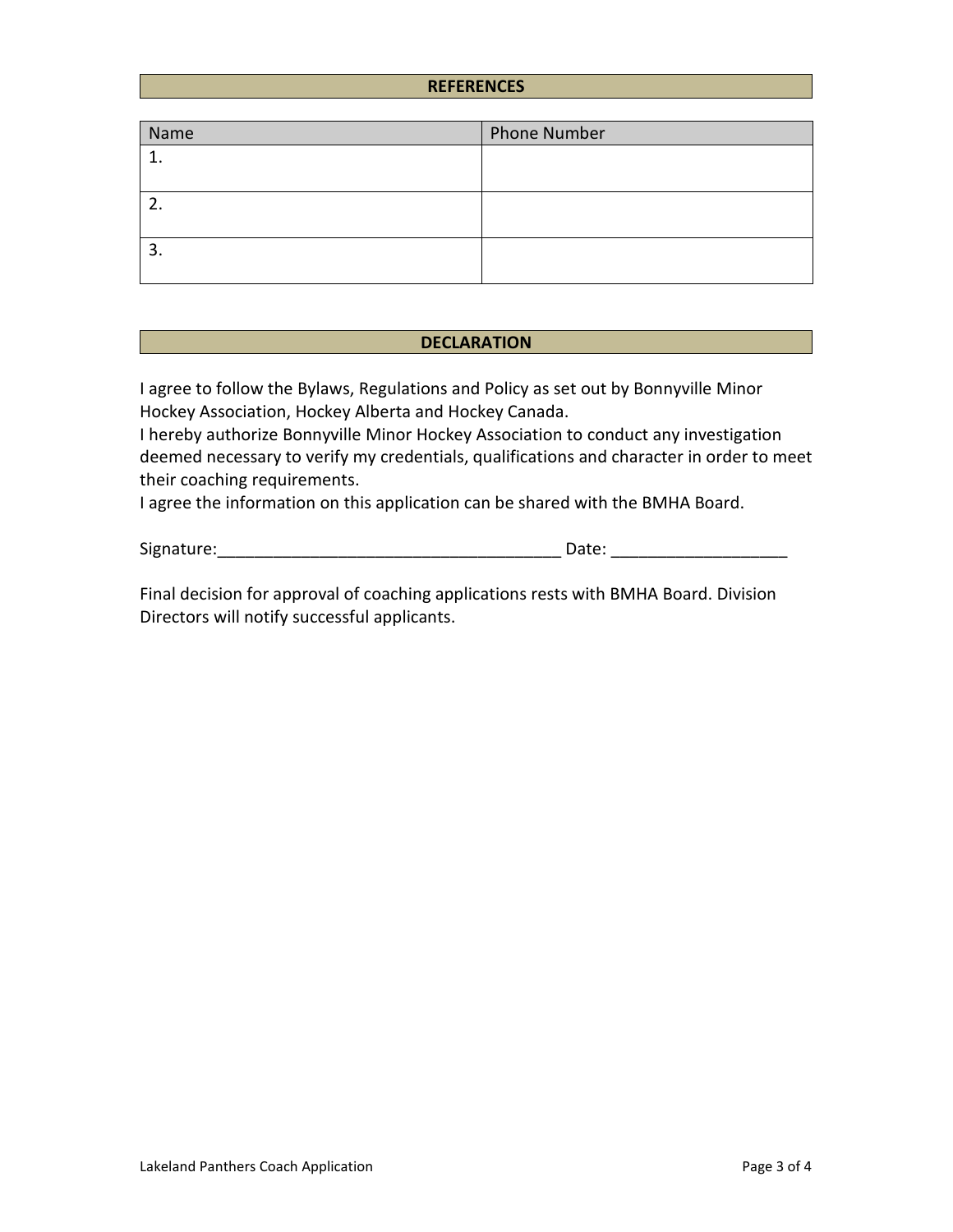## REFERENCES

| Name | Phone Number |
|---|---|
| 1. | |
| 2. | |
| 3. | |

## DECLARATION

I agree to follow the Bylaws, Regulations and Policy as set out by Bonnyville Minor Hockey Association, Hockey Alberta and Hockey Canada.
I hereby authorize Bonnyville Minor Hockey Association to conduct any investigation deemed necessary to verify my credentials, qualifications and character in order to meet their coaching requirements.
I agree the information on this application can be shared with the BMHA Board.

Signature:_____________________________________ Date: ___________________

Final decision for approval of coaching applications rests with BMHA Board. Division Directors will notify successful applicants.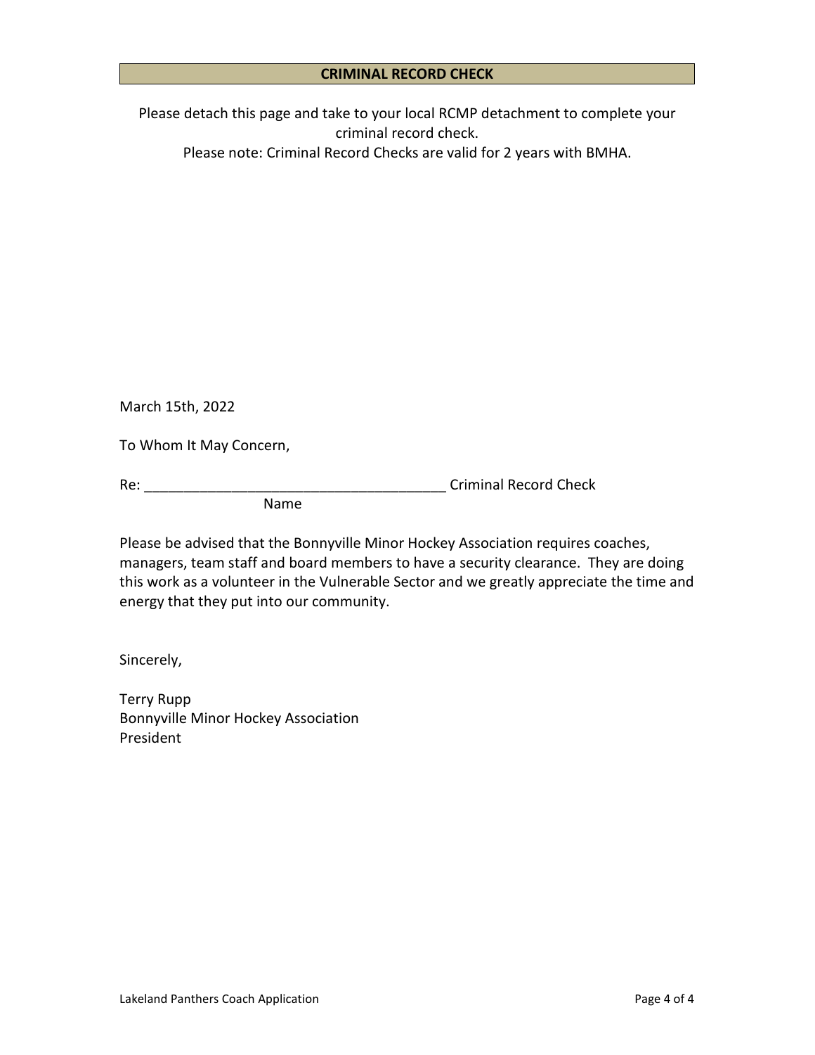## CRIMINAL RECORD CHECK

Please detach this page and take to your local RCMP detachment to complete your criminal record check.
Please note: Criminal Record Checks are valid for 2 years with BMHA.

March 15th, 2022

To Whom It May Concern,

Re: ______________________________________ Criminal Record Check
Name

Please be advised that the Bonnyville Minor Hockey Association requires coaches, managers, team staff and board members to have a security clearance. They are doing this work as a volunteer in the Vulnerable Sector and we greatly appreciate the time and energy that they put into our community.

Sincerely,

Terry Rupp
Bonnyville Minor Hockey Association
President